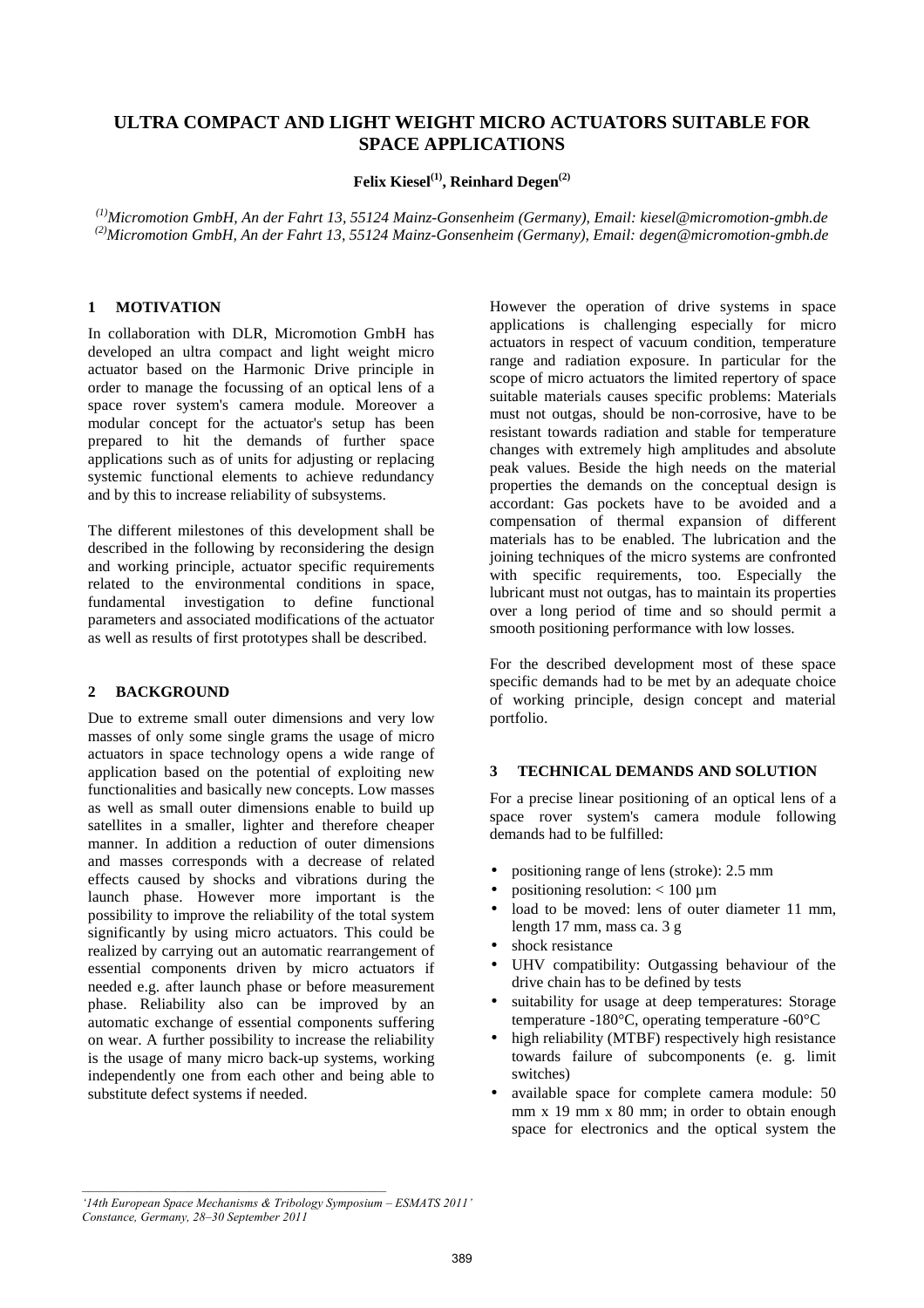# ULTRA COMPACT AND LIGHT WEIGHT MICRO ACTUATORS SUITABLE FOR SPACE APPLICATIONS

**Felix Kiesel[1], Reinhard Degen[2]**

*[1]Micromotion GmbH, An der Fahrt 13, 55124 Mainz-Gonsenheim (Germany), Email: kiesel@micromotion-gmbh.de*
*[2]Micromotion GmbH, An der Fahrt 13, 55124 Mainz-Gonsenheim (Germany), Email: degen@micromotion-gmbh.de*

## 1 MOTIVATION

In collaboration with DLR, Micromotion GmbH has developed an ultra compact and light weight micro actuator based on the Harmonic Drive principle in order to manage the focussing of an optical lens of a space rover system's camera module. Moreover a modular concept for the actuator's setup has been prepared to hit the demands of further space applications such as of units for adjusting or replacing systemic functional elements to achieve redundancy and by this to increase reliability of subsystems.

The different milestones of this development shall be described in the following by reconsidering the design and working principle, actuator specific requirements related to the environmental conditions in space, fundamental investigation to define functional parameters and associated modifications of the actuator as well as results of first prototypes shall be described.

## 2 BACKGROUND

Due to extreme small outer dimensions and very low masses of only some single grams the usage of micro actuators in space technology opens a wide range of application based on the potential of exploiting new functionalities and basically new concepts. Low masses as well as small outer dimensions enable to build up satellites in a smaller, lighter and therefore cheaper manner. In addition a reduction of outer dimensions and masses corresponds with a decrease of related effects caused by shocks and vibrations during the launch phase. However more important is the possibility to improve the reliability of the total system significantly by using micro actuators. This could be realized by carrying out an automatic rearrangement of essential components driven by micro actuators if needed e.g. after launch phase or before measurement phase. Reliability also can be improved by an automatic exchange of essential components suffering on wear. A further possibility to increase the reliability is the usage of many micro back-up systems, working independently one from each other and being able to substitute defect systems if needed.

However the operation of drive systems in space applications is challenging especially for micro actuators in respect of vacuum condition, temperature range and radiation exposure. In particular for the scope of micro actuators the limited repertory of space suitable materials causes specific problems: Materials must not outgas, should be non-corrosive, have to be resistant towards radiation and stable for temperature changes with extremely high amplitudes and absolute peak values. Beside the high needs on the material properties the demands on the conceptual design is accordant: Gas pockets have to be avoided and a compensation of thermal expansion of different materials has to be enabled. The lubrication and the joining techniques of the micro systems are confronted with specific requirements, too. Especially the lubricant must not outgas, has to maintain its properties over a long period of time and so should permit a smooth positioning performance with low losses.

For the described development most of these space specific demands had to be met by an adequate choice of working principle, design concept and material portfolio.

## 3 TECHNICAL DEMANDS AND SOLUTION

For a precise linear positioning of an optical lens of a space rover system's camera module following demands had to be fulfilled:

- positioning range of lens (stroke): 2.5 mm
- positioning resolution: < 100 µm
- load to be moved: lens of outer diameter 11 mm, length 17 mm, mass ca. 3 g
- shock resistance
- UHV compatibility: Outgassing behaviour of the drive chain has to be defined by tests
- suitability for usage at deep temperatures: Storage temperature -180°C, operating temperature -60°C
- high reliability (MTBF) respectively high resistance towards failure of subcomponents (e. g. limit switches)
- available space for complete camera module: 50 mm x 19 mm x 80 mm; in order to obtain enough space for electronics and the optical system the

*'14th European Space Mechanisms & Tribology Symposium – ESMATS 2011' Constance, Germany, 28–30 September 2011*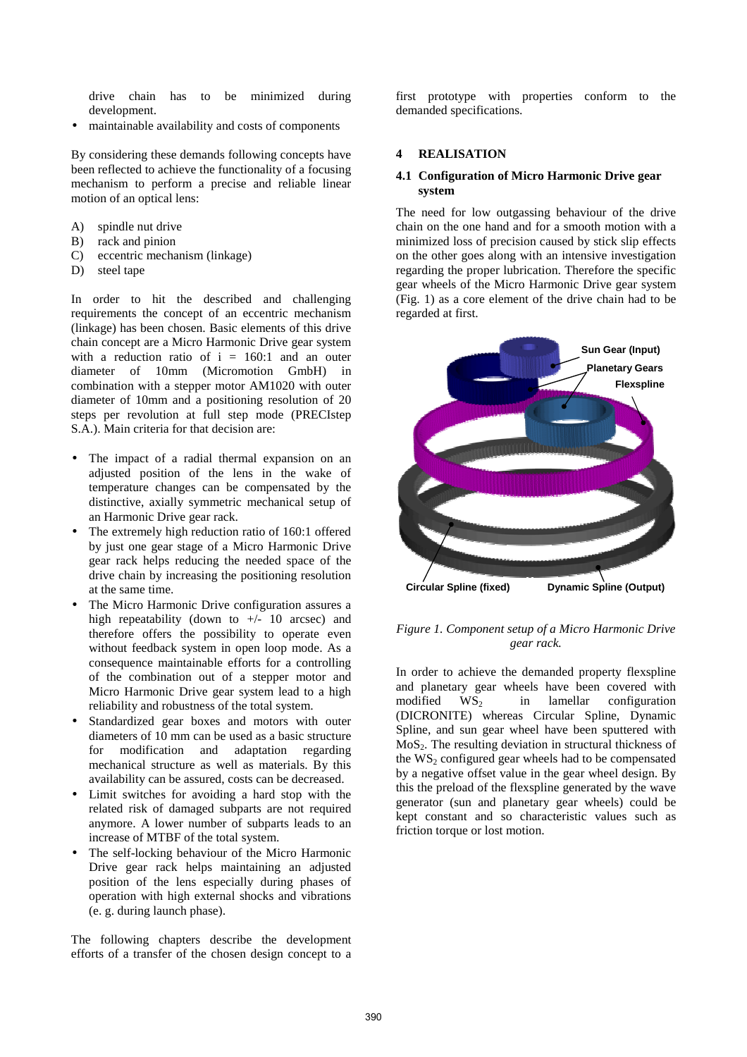drive chain has to be minimized during development.

- maintainable availability and costs of components

By considering these demands following concepts have been reflected to achieve the functionality of a focusing mechanism to perform a precise and reliable linear motion of an optical lens:

A) spindle nut drive
B) rack and pinion
C) eccentric mechanism (linkage)
D) steel tape

In order to hit the described and challenging requirements the concept of an eccentric mechanism (linkage) has been chosen. Basic elements of this drive chain concept are a Micro Harmonic Drive gear system with a reduction ratio of i = 160:1 and an outer diameter of 10mm (Micromotion GmbH) in combination with a stepper motor AM1020 with outer diameter of 10mm and a positioning resolution of 20 steps per revolution at full step mode (PRECIstep S.A.). Main criteria for that decision are:

- The impact of a radial thermal expansion on an adjusted position of the lens in the wake of temperature changes can be compensated by the distinctive, axially symmetric mechanical setup of an Harmonic Drive gear rack.
- The extremely high reduction ratio of 160:1 offered by just one gear stage of a Micro Harmonic Drive gear rack helps reducing the needed space of the drive chain by increasing the positioning resolution at the same time.
- The Micro Harmonic Drive configuration assures a high repeatability (down to +/- 10 arcsec) and therefore offers the possibility to operate even without feedback system in open loop mode. As a consequence maintainable efforts for a controlling of the combination out of a stepper motor and Micro Harmonic Drive gear system lead to a high reliability and robustness of the total system.
- Standardized gear boxes and motors with outer diameters of 10 mm can be used as a basic structure for modification and adaptation regarding mechanical structure as well as materials. By this availability can be assured, costs can be decreased.
- Limit switches for avoiding a hard stop with the related risk of damaged subparts are not required anymore. A lower number of subparts leads to an increase of MTBF of the total system.
- The self-locking behaviour of the Micro Harmonic Drive gear rack helps maintaining an adjusted position of the lens especially during phases of operation with high external shocks and vibrations (e. g. during launch phase).

The following chapters describe the development efforts of a transfer of the chosen design concept to a first prototype with properties conform to the demanded specifications.

# 4 REALISATION

## 4.1 Configuration of Micro Harmonic Drive gear system

The need for low outgassing behaviour of the drive chain on the one hand and for a smooth motion with a minimized loss of precision caused by stick slip effects on the other goes along with an intensive investigation regarding the proper lubrication. Therefore the specific gear wheels of the Micro Harmonic Drive gear system (Fig. 1) as a core element of the drive chain had to be regarded at first.

*Figure 1. Component setup of a Micro Harmonic Drive gear rack.*

In order to achieve the demanded property flexspline and planetary gear wheels have been covered with modified $WS_2$ in lamellar configuration (DICRONITE) whereas Circular Spline, Dynamic Spline, and sun gear wheel have been sputtered with $MoS_2$. The resulting deviation in structural thickness of the $WS_2$ configured gear wheels had to be compensated by a negative offset value in the gear wheel design. By this the preload of the flexspline generated by the wave generator (sun and planetary gear wheels) could be kept constant and so characteristic values such as friction torque or lost motion.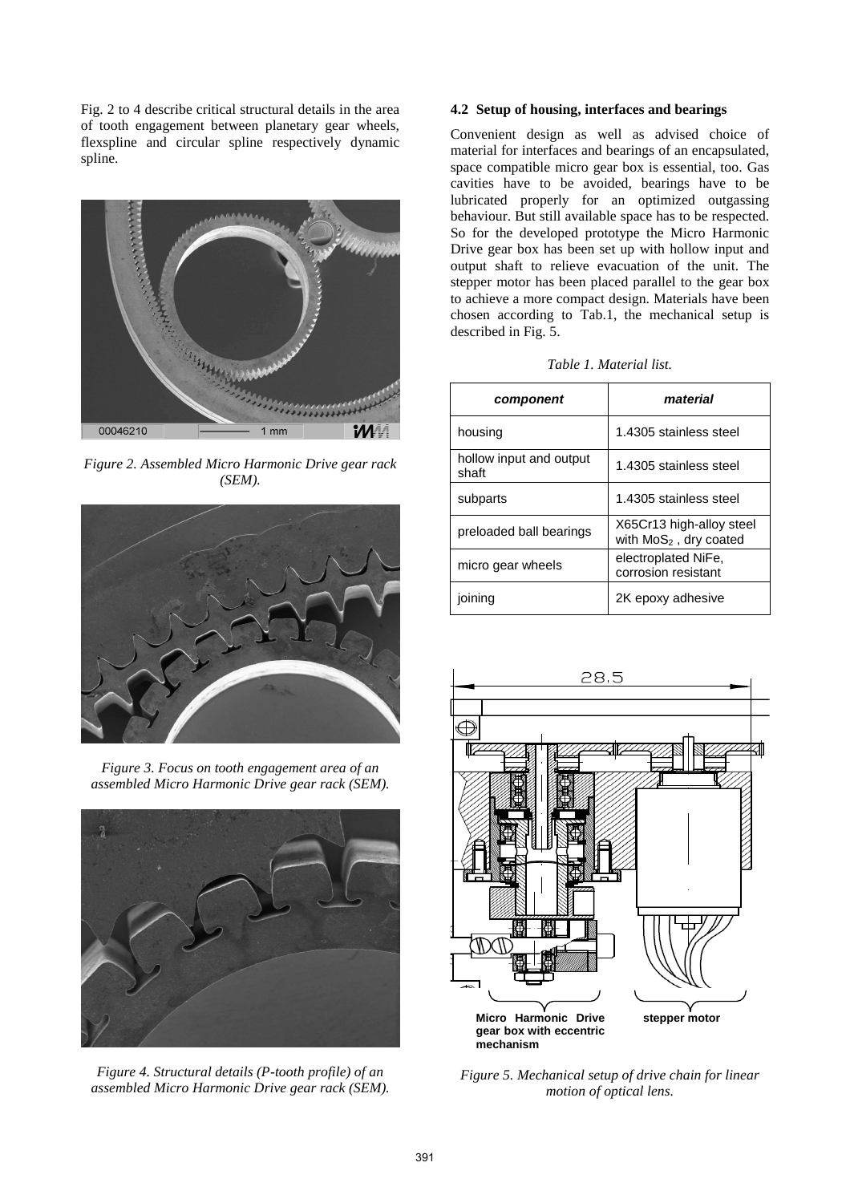Fig. 2 to 4 describe critical structural details in the area of tooth engagement between planetary gear wheels, flexspline and circular spline respectively dynamic spline.

*Figure 2. Assembled Micro Harmonic Drive gear rack (SEM).*

*Figure 3. Focus on tooth engagement area of an assembled Micro Harmonic Drive gear rack (SEM).*

*Figure 4. Structural details (P-tooth profile) of an assembled Micro Harmonic Drive gear rack (SEM).*

### 4.2 Setup of housing, interfaces and bearings

Convenient design as well as advised choice of material for interfaces and bearings of an encapsulated, space compatible micro gear box is essential, too. Gas cavities have to be avoided, bearings have to be lubricated properly for an optimized outgassing behaviour. But still available space has to be respected. So for the developed prototype the Micro Harmonic Drive gear box has been set up with hollow input and output shaft to relieve evacuation of the unit. The stepper motor has been placed parallel to the gear box to achieve a more compact design. Materials have been chosen according to Tab.1, the mechanical setup is described in Fig. 5.

*Table 1. Material list.*

| **component** | **material** |
|---|---|
| housing | 1.4305 stainless steel |
| hollow input and output shaft | 1.4305 stainless steel |
| subparts | 1.4305 stainless steel |
| preloaded ball bearings | X65Cr13 high-alloy steel with $MoS_2$ , dry coated |
| micro gear wheels | electroplated NiFe, corrosion resistant |
| joining | 2K epoxy adhesive |

*Figure 5. Mechanical setup of drive chain for linear motion of optical lens.*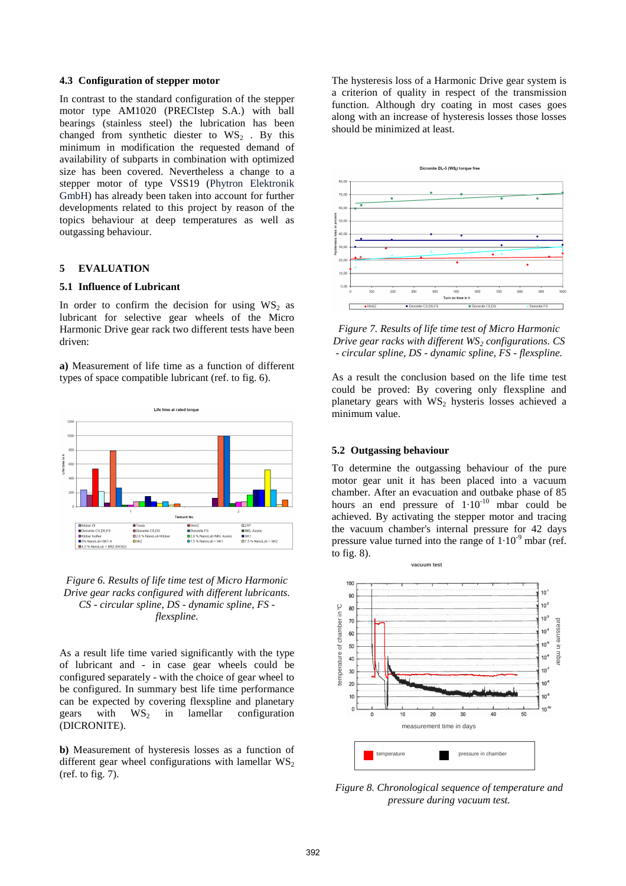### 4.3 Configuration of stepper motor

In contrast to the standard configuration of the stepper motor type AM1020 (PRECIstep S.A.) with ball bearings (stainless steel) the lubrication has been changed from synthetic diester to $WS_2$ . By this minimum in modification the requested demand of availability of subparts in combination with optimized size has been covered. Nevertheless a change to a stepper motor of type VSS19 (Phytron Elektronik GmbH) has already been taken into account for further developments related to this project by reason of the topics behaviour at deep temperatures as well as outgassing behaviour.

## 5 EVALUATION

### 5.1 Influence of Lubricant

In order to confirm the decision for using $WS_2$ as lubricant for selective gear wheels of the Micro Harmonic Drive gear rack two different tests have been driven:

**a)** Measurement of life time as a function of different types of space compatible lubricant (ref. to fig. 6).

*Figure 6. Results of life time test of Micro Harmonic Drive gear racks configured with different lubricants. CS - circular spline, DS - dynamic spline, FS - flexspline.*

As a result life time varied significantly with the type of lubricant and - in case gear wheels could be configured separately - with the choice of gear wheel to be configured. In summary best life time performance can be expected by covering flexspline and planetary gears with $WS_2$ in lamellar configuration (DICRONITE).

**b)** Measurement of hysteresis losses as a function of different gear wheel configurations with lamellar $WS_2$ (ref. to fig. 7).

The hysteresis loss of a Harmonic Drive gear system is a criterion of quality in respect of the transmission function. Although dry coating in most cases goes along with an increase of hysteresis losses those losses should be minimized at least.

*Figure 7. Results of life time test of Micro Harmonic Drive gear racks with different $WS_2$ configurations. CS - circular spline, DS - dynamic spline, FS - flexspline.*

As a result the conclusion based on the life time test could be proved: By covering only flexspline and planetary gears with $WS_2$ hysteris losses achieved a minimum value.

### 5.2 Outgassing behaviour

To determine the outgassing behaviour of the pure motor gear unit it has been placed into a vacuum chamber. After an evacuation and outbake phase of 85 hours an end pressure of $1 \cdot 10^{-10}$ mbar could be achieved. By activating the stepper motor and tracing the vacuum chamber's internal pressure for 42 days pressure value turned into the range of $1 \cdot 10^{-9}$ mbar (ref. to fig. 8).

*Figure 8. Chronological sequence of temperature and pressure during vacuum test.*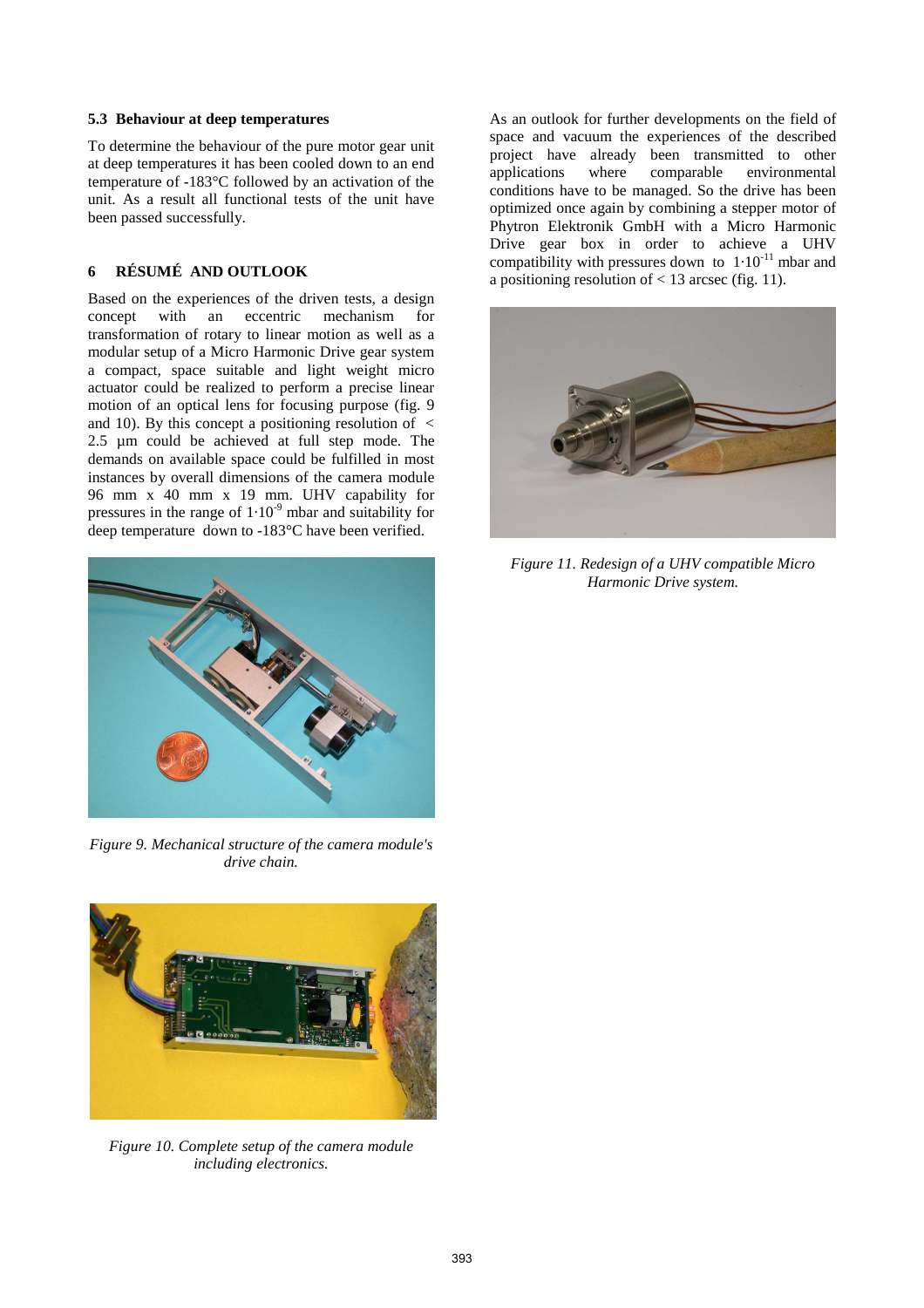### 5.3 Behaviour at deep temperatures

To determine the behaviour of the pure motor gear unit at deep temperatures it has been cooled down to an end temperature of -183°C followed by an activation of the unit. As a result all functional tests of the unit have been passed successfully.

## 6 RÉSUMÉ AND OUTLOOK

Based on the experiences of the driven tests, a design concept with an eccentric mechanism for transformation of rotary to linear motion as well as a modular setup of a Micro Harmonic Drive gear system a compact, space suitable and light weight micro actuator could be realized to perform a precise linear motion of an optical lens for focusing purpose (fig. 9 and 10). By this concept a positioning resolution of < 2.5 µm could be achieved at full step mode. The demands on available space could be fulfilled in most instances by overall dimensions of the camera module 96 mm x 40 mm x 19 mm. UHV capability for pressures in the range of $1 \cdot 10^{-9}$ mbar and suitability for deep temperature down to -183°C have been verified.

*Figure 9. Mechanical structure of the camera module's drive chain.*

*Figure 10. Complete setup of the camera module including electronics.*

As an outlook for further developments on the field of space and vacuum the experiences of the described project have already been transmitted to other applications where comparable environmental conditions have to be managed. So the drive has been optimized once again by combining a stepper motor of Phytron Elektronik GmbH with a Micro Harmonic Drive gear box in order to achieve a UHV compatibility with pressures down to $1 \cdot 10^{-11}$ mbar and a positioning resolution of < 13 arcsec (fig. 11).

*Figure 11. Redesign of a UHV compatible Micro Harmonic Drive system.*